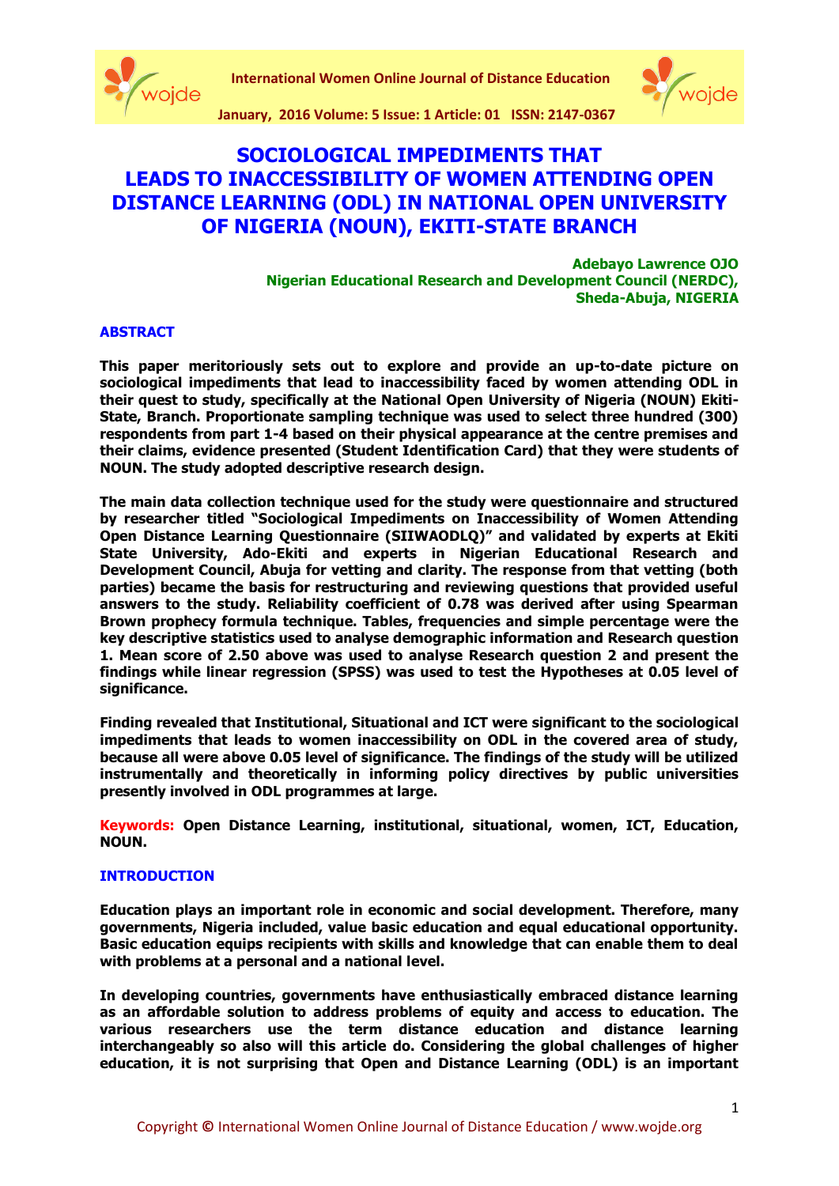# SOCIOLOGICAL IMPEDIMENTS THAT LEADS TO INACCESSIBILITY OF WOMEN ATTENDING OPEN DISTANCE LEARNING (ODL) IN NATIONAL OPEN UNIVERSITY OF NIGERIA (NOUN), EKITI-STATE BRANCH

**Adebayo Lawrence OJO**
**Nigerian Educational Research and Development Council (NERDC), Sheda-Abuja, NIGERIA**

## ABSTRACT

**This paper meritoriously sets out to explore and provide an up-to-date picture on sociological impediments that lead to inaccessibility faced by women attending ODL in their quest to study, specifically at the National Open University of Nigeria (NOUN) Ekiti-State, Branch. Proportionate sampling technique was used to select three hundred (300) respondents from part 1-4 based on their physical appearance at the centre premises and their claims, evidence presented (Student Identification Card) that they were students of NOUN. The study adopted descriptive research design.**

**The main data collection technique used for the study were questionnaire and structured by researcher titled "Sociological Impediments on Inaccessibility of Women Attending Open Distance Learning Questionnaire (SIIWAODLQ)" and validated by experts at Ekiti State University, Ado-Ekiti and experts in Nigerian Educational Research and Development Council, Abuja for vetting and clarity. The response from that vetting (both parties) became the basis for restructuring and reviewing questions that provided useful answers to the study. Reliability coefficient of 0.78 was derived after using Spearman Brown prophecy formula technique. Tables, frequencies and simple percentage were the key descriptive statistics used to analyse demographic information and Research question 1. Mean score of 2.50 above was used to analyse Research question 2 and present the findings while linear regression (SPSS) was used to test the Hypotheses at 0.05 level of significance.**

**Finding revealed that Institutional, Situational and ICT were significant to the sociological impediments that leads to women inaccessibility on ODL in the covered area of study, because all were above 0.05 level of significance. The findings of the study will be utilized instrumentally and theoretically in informing policy directives by public universities presently involved in ODL programmes at large.**

**Keywords:** **Open Distance Learning, institutional, situational, women, ICT, Education, NOUN.**

## INTRODUCTION

**Education plays an important role in economic and social development. Therefore, many governments, Nigeria included, value basic education and equal educational opportunity. Basic education equips recipients with skills and knowledge that can enable them to deal with problems at a personal and a national level.**

**In developing countries, governments have enthusiastically embraced distance learning as an affordable solution to address problems of equity and access to education. The various researchers use the term distance education and distance learning interchangeably so also will this article do. Considering the global challenges of higher education, it is not surprising that Open and Distance Learning (ODL) is an important**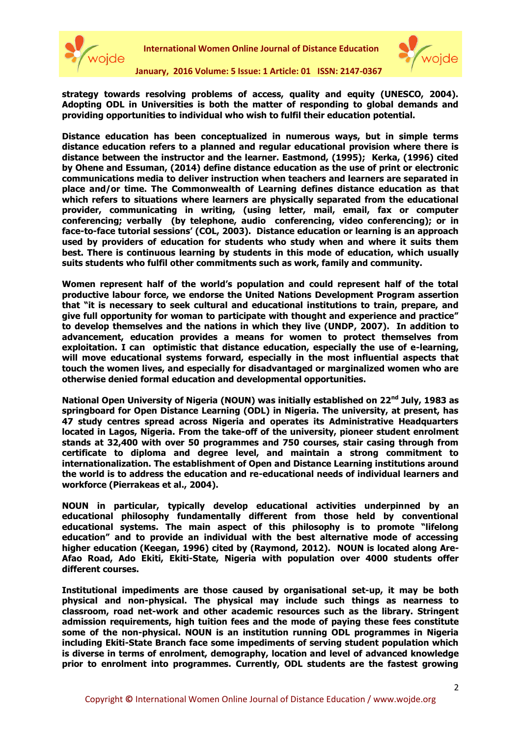**strategy towards resolving problems of access, quality and equity (UNESCO, 2004). Adopting ODL in Universities is both the matter of responding to global demands and providing opportunities to individual who wish to fulfil their education potential.**

**Distance education has been conceptualized in numerous ways, but in simple terms distance education refers to a planned and regular educational provision where there is distance between the instructor and the learner. Eastmond, (1995); Kerka, (1996) cited by Ohene and Essuman, (2014) define distance education as the use of print or electronic communications media to deliver instruction when teachers and learners are separated in place and/or time. The Commonwealth of Learning defines distance education as that which refers to situations where learners are physically separated from the educational provider, communicating in writing, (using letter, mail, email, fax or computer conferencing; verbally (by telephone, audio conferencing, video conferencing); or in face-to-face tutorial sessions' (COL, 2003). Distance education or learning is an approach used by providers of education for students who study when and where it suits them best. There is continuous learning by students in this mode of education, which usually suits students who fulfil other commitments such as work, family and community.**

**Women represent half of the world's population and could represent half of the total productive labour force, we endorse the United Nations Development Program assertion that "it is necessary to seek cultural and educational institutions to train, prepare, and give full opportunity for woman to participate with thought and experience and practice" to develop themselves and the nations in which they live (UNDP, 2007). In addition to advancement, education provides a means for women to protect themselves from exploitation. I can optimistic that distance education, especially the use of e-learning, will move educational systems forward, especially in the most influential aspects that touch the women lives, and especially for disadvantaged or marginalized women who are otherwise denied formal education and developmental opportunities.**

**National Open University of Nigeria (NOUN) was initially established on 22nd July, 1983 as springboard for Open Distance Learning (ODL) in Nigeria. The university, at present, has 47 study centres spread across Nigeria and operates its Administrative Headquarters located in Lagos, Nigeria. From the take-off of the university, pioneer student enrolment stands at 32,400 with over 50 programmes and 750 courses, stair casing through from certificate to diploma and degree level, and maintain a strong commitment to internationalization. The establishment of Open and Distance Learning institutions around the world is to address the education and re-educational needs of individual learners and workforce (Pierrakeas et al., 2004).**

**NOUN in particular, typically develop educational activities underpinned by an educational philosophy fundamentally different from those held by conventional educational systems. The main aspect of this philosophy is to promote "lifelong education" and to provide an individual with the best alternative mode of accessing higher education (Keegan, 1996) cited by (Raymond, 2012). NOUN is located along Are-Afao Road, Ado Ekiti, Ekiti-State, Nigeria with population over 4000 students offer different courses.**

**Institutional impediments are those caused by organisational set-up, it may be both physical and non-physical. The physical may include such things as nearness to classroom, road net-work and other academic resources such as the library. Stringent admission requirements, high tuition fees and the mode of paying these fees constitute some of the non-physical. NOUN is an institution running ODL programmes in Nigeria including Ekiti-State Branch face some impediments of serving student population which is diverse in terms of enrolment, demography, location and level of advanced knowledge prior to enrolment into programmes. Currently, ODL students are the fastest growing**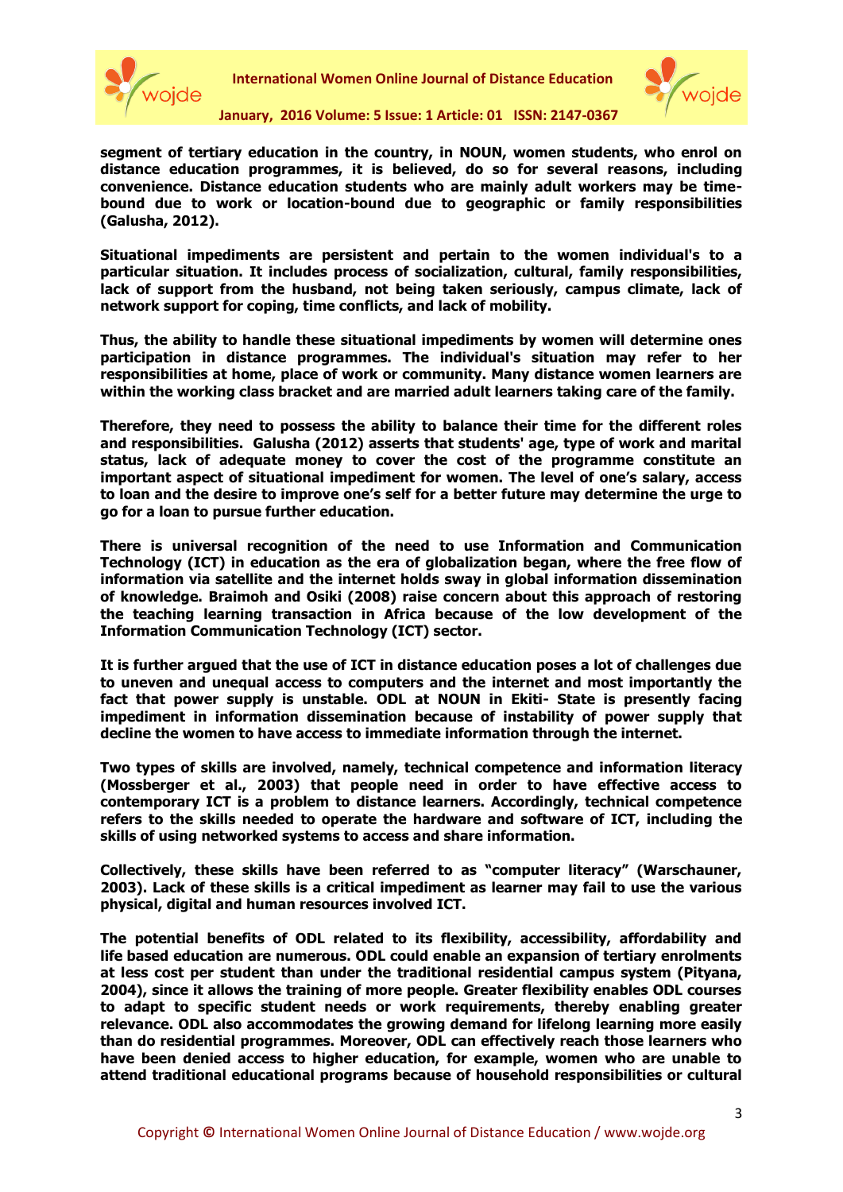segment of tertiary education in the country, in NOUN, women students, who enrol on distance education programmes, it is believed, do so for several reasons, including convenience. Distance education students who are mainly adult workers may be time-bound due to work or location-bound due to geographic or family responsibilities (Galusha, 2012).

Situational impediments are persistent and pertain to the women individual's to a particular situation. It includes process of socialization, cultural, family responsibilities, lack of support from the husband, not being taken seriously, campus climate, lack of network support for coping, time conflicts, and lack of mobility.

Thus, the ability to handle these situational impediments by women will determine ones participation in distance programmes. The individual's situation may refer to her responsibilities at home, place of work or community. Many distance women learners are within the working class bracket and are married adult learners taking care of the family.

Therefore, they need to possess the ability to balance their time for the different roles and responsibilities. Galusha (2012) asserts that students' age, type of work and marital status, lack of adequate money to cover the cost of the programme constitute an important aspect of situational impediment for women. The level of one's salary, access to loan and the desire to improve one's self for a better future may determine the urge to go for a loan to pursue further education.

There is universal recognition of the need to use Information and Communication Technology (ICT) in education as the era of globalization began, where the free flow of information via satellite and the internet holds sway in global information dissemination of knowledge. Braimoh and Osiki (2008) raise concern about this approach of restoring the teaching learning transaction in Africa because of the low development of the Information Communication Technology (ICT) sector.

It is further argued that the use of ICT in distance education poses a lot of challenges due to uneven and unequal access to computers and the internet and most importantly the fact that power supply is unstable. ODL at NOUN in Ekiti- State is presently facing impediment in information dissemination because of instability of power supply that decline the women to have access to immediate information through the internet.

Two types of skills are involved, namely, technical competence and information literacy (Mossberger et al., 2003) that people need in order to have effective access to contemporary ICT is a problem to distance learners. Accordingly, technical competence refers to the skills needed to operate the hardware and software of ICT, including the skills of using networked systems to access and share information.

Collectively, these skills have been referred to as "computer literacy" (Warschauner, 2003). Lack of these skills is a critical impediment as learner may fail to use the various physical, digital and human resources involved ICT.

The potential benefits of ODL related to its flexibility, accessibility, affordability and life based education are numerous. ODL could enable an expansion of tertiary enrolments at less cost per student than under the traditional residential campus system (Pityana, 2004), since it allows the training of more people. Greater flexibility enables ODL courses to adapt to specific student needs or work requirements, thereby enabling greater relevance. ODL also accommodates the growing demand for lifelong learning more easily than do residential programmes. Moreover, ODL can effectively reach those learners who have been denied access to higher education, for example, women who are unable to attend traditional educational programs because of household responsibilities or cultural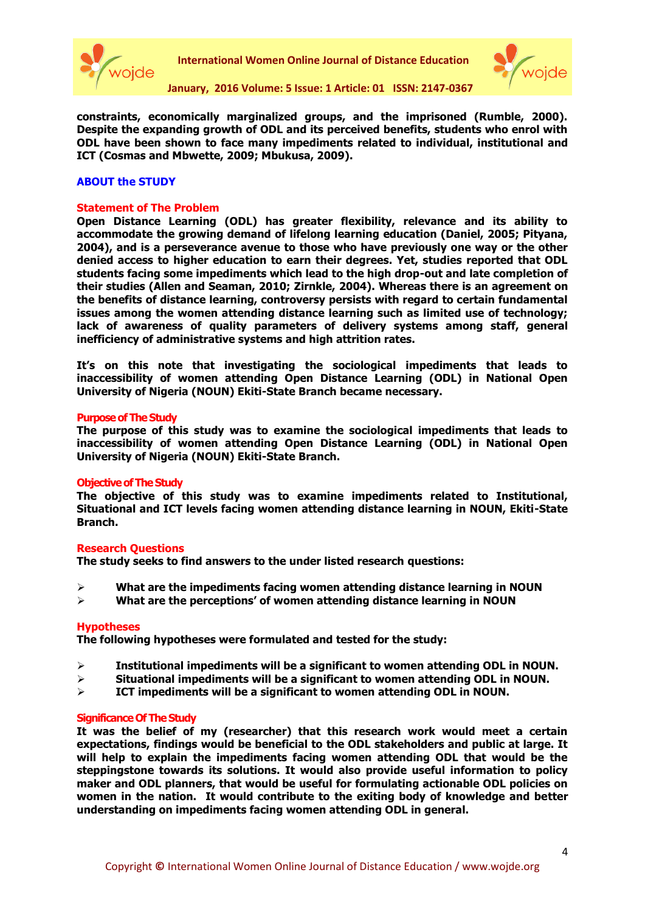**constraints, economically marginalized groups, and the imprisoned (Rumble, 2000). Despite the expanding growth of ODL and its perceived benefits, students who enrol with ODL have been shown to face many impediments related to individual, institutional and ICT (Cosmas and Mbwette, 2009; Mbukusa, 2009).**

## ABOUT the STUDY

### Statement of The Problem

**Open Distance Learning (ODL) has greater flexibility, relevance and its ability to accommodate the growing demand of lifelong learning education (Daniel, 2005; Pityana, 2004), and is a perseverance avenue to those who have previously one way or the other denied access to higher education to earn their degrees. Yet, studies reported that ODL students facing some impediments which lead to the high drop-out and late completion of their studies (Allen and Seaman, 2010; Zirnkle, 2004). Whereas there is an agreement on the benefits of distance learning, controversy persists with regard to certain fundamental issues among the women attending distance learning such as limited use of technology; lack of awareness of quality parameters of delivery systems among staff, general inefficiency of administrative systems and high attrition rates.**

**It's on this note that investigating the sociological impediments that leads to inaccessibility of women attending Open Distance Learning (ODL) in National Open University of Nigeria (NOUN) Ekiti-State Branch became necessary.**

### Purpose of The Study

**The purpose of this study was to examine the sociological impediments that leads to inaccessibility of women attending Open Distance Learning (ODL) in National Open University of Nigeria (NOUN) Ekiti-State Branch.**

### Objective of The Study

**The objective of this study was to examine impediments related to Institutional, Situational and ICT levels facing women attending distance learning in NOUN, Ekiti-State Branch.**

### Research Questions

**The study seeks to find answers to the under listed research questions:**

- **What are the impediments facing women attending distance learning in NOUN**
- **What are the perceptions' of women attending distance learning in NOUN**

### Hypotheses

**The following hypotheses were formulated and tested for the study:**

- **Institutional impediments will be a significant to women attending ODL in NOUN.**
- **Situational impediments will be a significant to women attending ODL in NOUN.**
- **ICT impediments will be a significant to women attending ODL in NOUN.**

### Significance Of The Study

**It was the belief of my (researcher) that this research work would meet a certain expectations, findings would be beneficial to the ODL stakeholders and public at large. It will help to explain the impediments facing women attending ODL that would be the steppingstone towards its solutions. It would also provide useful information to policy maker and ODL planners, that would be useful for formulating actionable ODL policies on women in the nation. It would contribute to the exiting body of knowledge and better understanding on impediments facing women attending ODL in general.**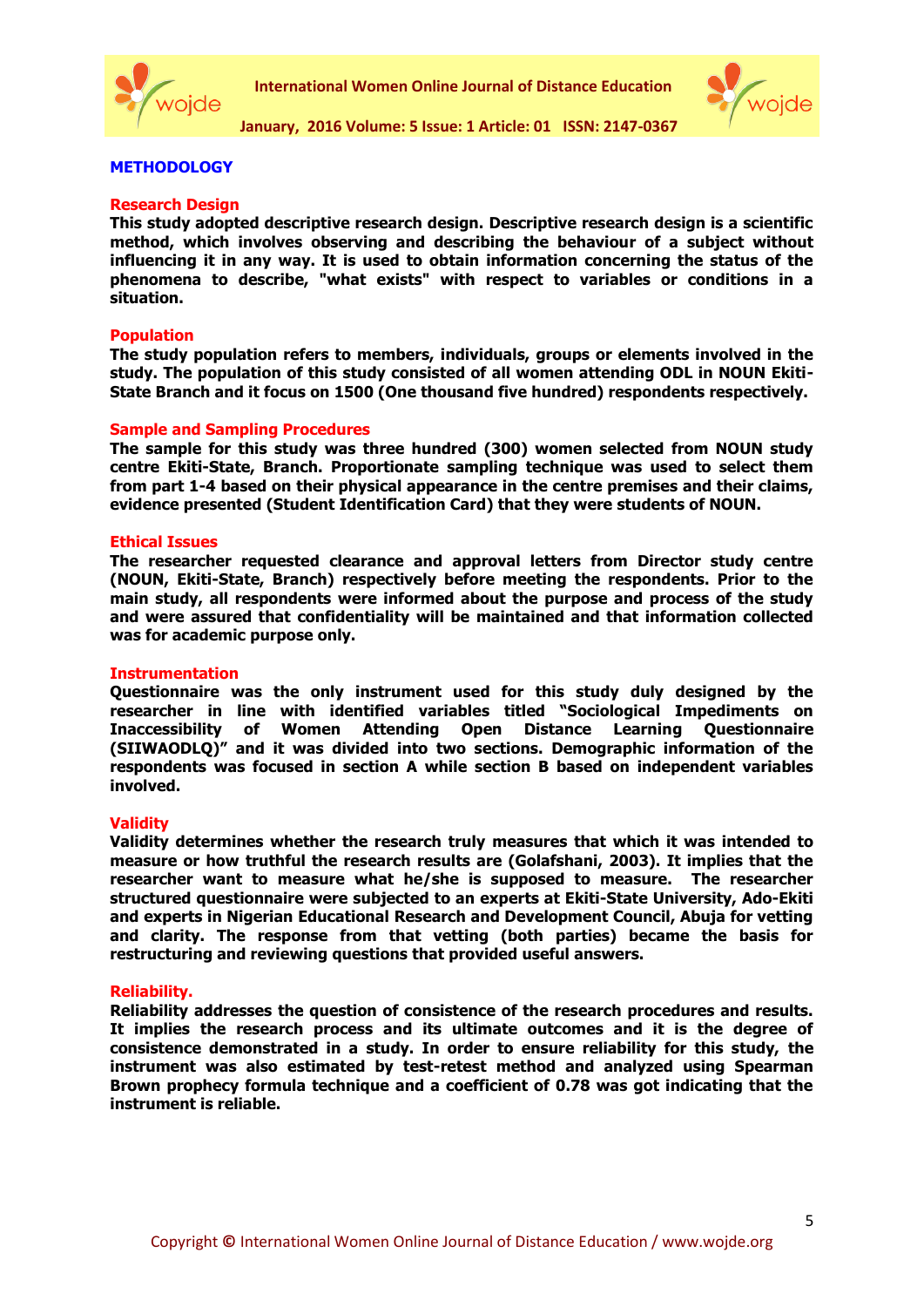## METHODOLOGY

### Research Design

**This study adopted descriptive research design. Descriptive research design is a scientific method, which involves observing and describing the behaviour of a subject without influencing it in any way. It is used to obtain information concerning the status of the phenomena to describe, "what exists" with respect to variables or conditions in a situation.**

### Population

**The study population refers to members, individuals, groups or elements involved in the study. The population of this study consisted of all women attending ODL in NOUN Ekiti-State Branch and it focus on 1500 (One thousand five hundred) respondents respectively.**

### Sample and Sampling Procedures

**The sample for this study was three hundred (300) women selected from NOUN study centre Ekiti-State, Branch. Proportionate sampling technique was used to select them from part 1-4 based on their physical appearance in the centre premises and their claims, evidence presented (Student Identification Card) that they were students of NOUN.**

### Ethical Issues

**The researcher requested clearance and approval letters from Director study centre (NOUN, Ekiti-State, Branch) respectively before meeting the respondents. Prior to the main study, all respondents were informed about the purpose and process of the study and were assured that confidentiality will be maintained and that information collected was for academic purpose only.**

### Instrumentation

**Questionnaire was the only instrument used for this study duly designed by the researcher in line with identified variables titled "Sociological Impediments on Inaccessibility of Women Attending Open Distance Learning Questionnaire (SIIWAODLQ)" and it was divided into two sections. Demographic information of the respondents was focused in section A while section B based on independent variables involved.**

### Validity

**Validity determines whether the research truly measures that which it was intended to measure or how truthful the research results are (Golafshani, 2003). It implies that the researcher want to measure what he/she is supposed to measure. The researcher structured questionnaire were subjected to an experts at Ekiti-State University, Ado-Ekiti and experts in Nigerian Educational Research and Development Council, Abuja for vetting and clarity. The response from that vetting (both parties) became the basis for restructuring and reviewing questions that provided useful answers.**

### Reliability.

**Reliability addresses the question of consistence of the research procedures and results. It implies the research process and its ultimate outcomes and it is the degree of consistence demonstrated in a study. In order to ensure reliability for this study, the instrument was also estimated by test-retest method and analyzed using Spearman Brown prophecy formula technique and a coefficient of 0.78 was got indicating that the instrument is reliable.**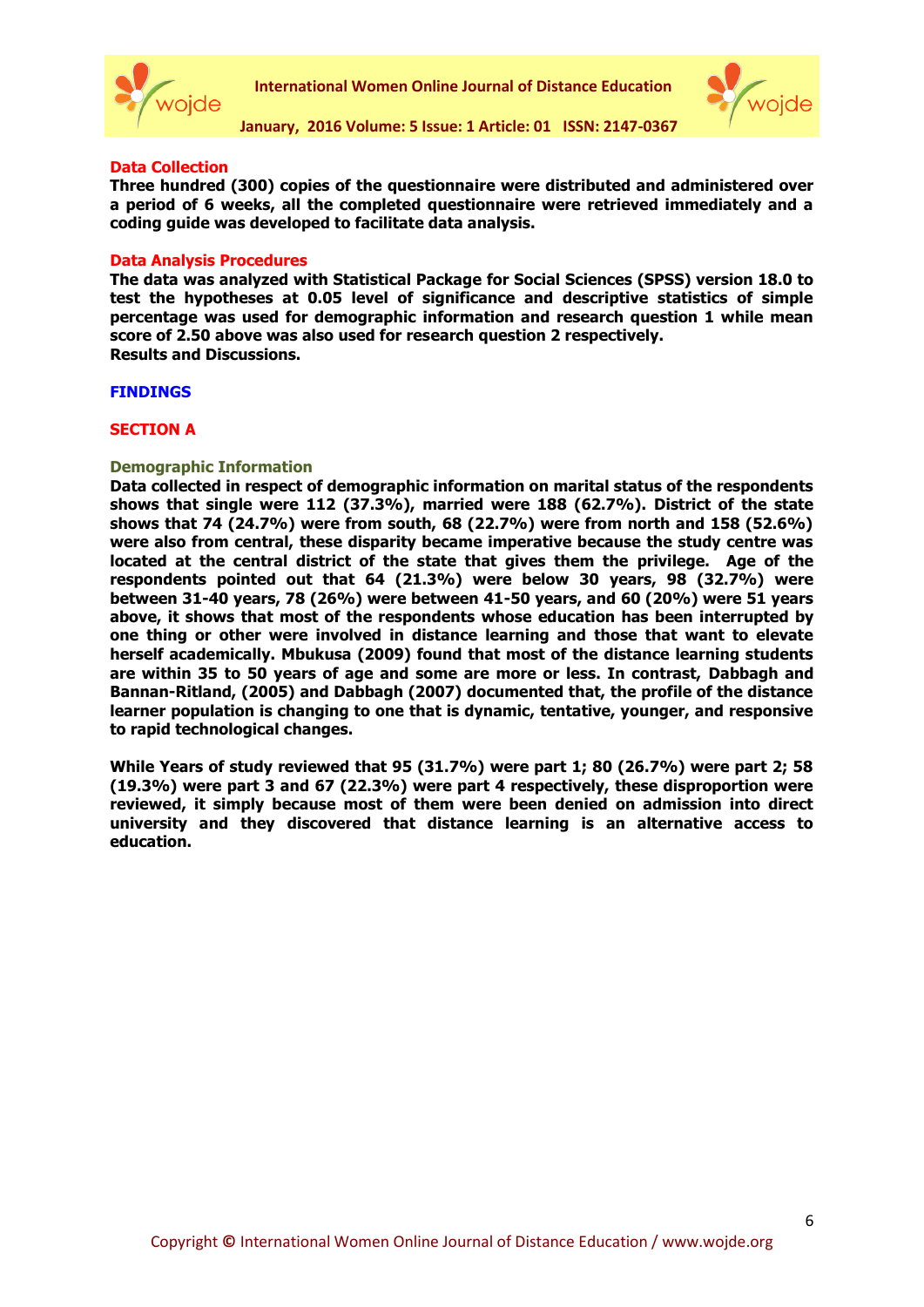### Data Collection

**Three hundred (300) copies of the questionnaire were distributed and administered over a period of 6 weeks, all the completed questionnaire were retrieved immediately and a coding guide was developed to facilitate data analysis.**

### Data Analysis Procedures

**The data was analyzed with Statistical Package for Social Sciences (SPSS) version 18.0 to test the hypotheses at 0.05 level of significance and descriptive statistics of simple percentage was used for demographic information and research question 1 while mean score of 2.50 above was also used for research question 2 respectively.**
**Results and Discussions.**

## FINDINGS

### SECTION A

#### Demographic Information

**Data collected in respect of demographic information on marital status of the respondents shows that single were 112 (37.3%), married were 188 (62.7%). District of the state shows that 74 (24.7%) were from south, 68 (22.7%) were from north and 158 (52.6%) were also from central, these disparity became imperative because the study centre was located at the central district of the state that gives them the privilege. Age of the respondents pointed out that 64 (21.3%) were below 30 years, 98 (32.7%) were between 31-40 years, 78 (26%) were between 41-50 years, and 60 (20%) were 51 years above, it shows that most of the respondents whose education has been interrupted by one thing or other were involved in distance learning and those that want to elevate herself academically. Mbukusa (2009) found that most of the distance learning students are within 35 to 50 years of age and some are more or less. In contrast, Dabbagh and Bannan-Ritland, (2005) and Dabbagh (2007) documented that, the profile of the distance learner population is changing to one that is dynamic, tentative, younger, and responsive to rapid technological changes.**

**While Years of study reviewed that 95 (31.7%) were part 1; 80 (26.7%) were part 2; 58 (19.3%) were part 3 and 67 (22.3%) were part 4 respectively, these disproportion were reviewed, it simply because most of them were been denied on admission into direct university and they discovered that distance learning is an alternative access to education.**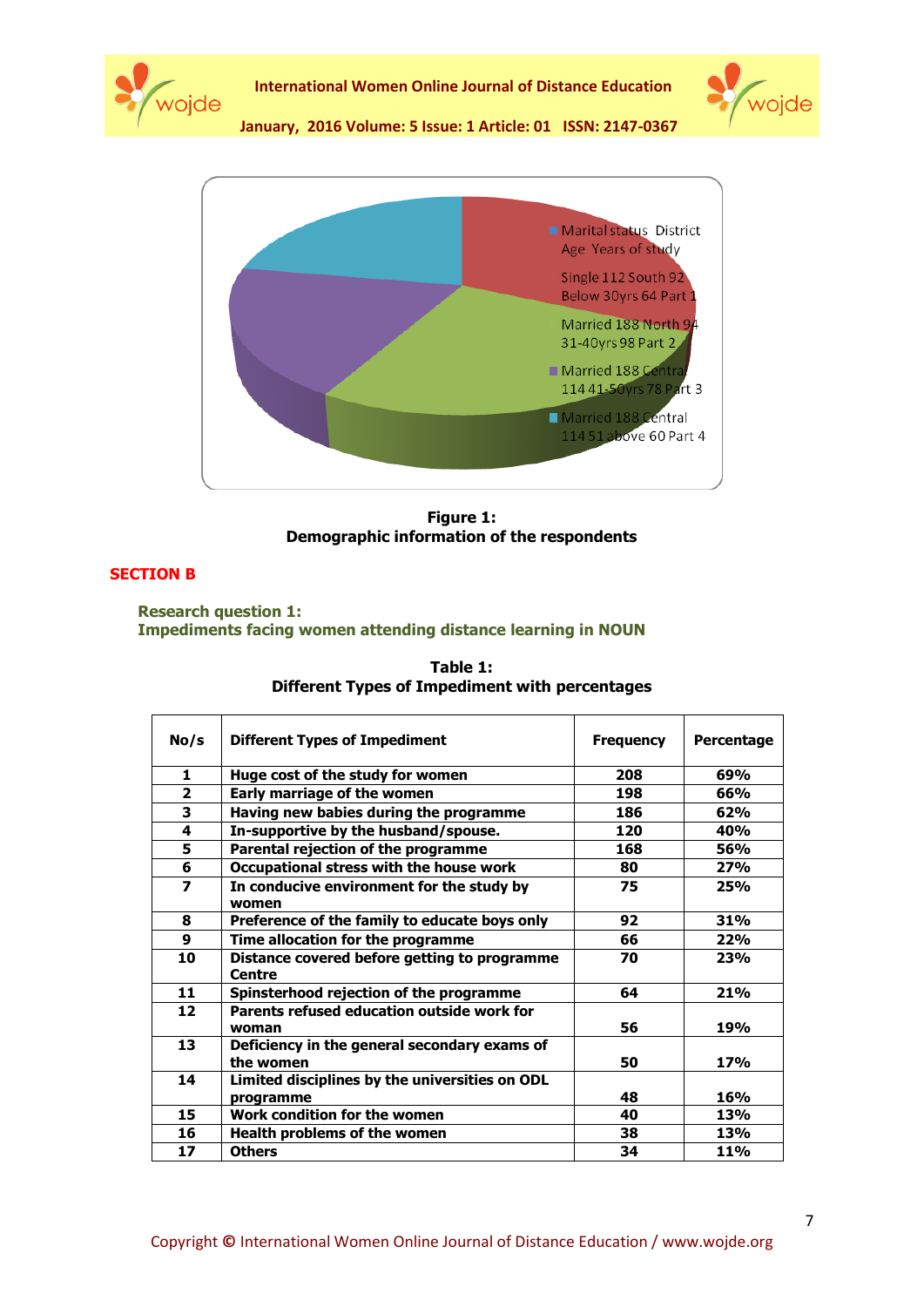Marital status District Age Years of study

Single 112 South 92 Below 30yrs 64 Part 1

Married 188 North 94 31-40yrs 98 Part 2

Married 188 Central 114 41-50yrs 78 Part 3

Married 188 Central 114 51 above 60 Part 4

**Figure 1:**
**Demographic information of the respondents**

## SECTION B

### Research question 1:
### Impediments facing women attending distance learning in NOUN

**Table 1:**
**Different Types of Impediment with percentages**

| No/s | Different Types of Impediment | Frequency | Percentage |
|---|---|---|---|
| 1 | Huge cost of the study for women | 208 | 69% |
| 2 | Early marriage of the women | 198 | 66% |
| 3 | Having new babies during the programme | 186 | 62% |
| 4 | In-supportive by the husband/spouse. | 120 | 40% |
| 5 | Parental rejection of the programme | 168 | 56% |
| 6 | Occupational stress with the house work | 80 | 27% |
| 7 | In conducive environment for the study by women | 75 | 25% |
| 8 | Preference of the family to educate boys only | 92 | 31% |
| 9 | Time allocation for the programme | 66 | 22% |
| 10 | Distance covered before getting to programme Centre | 70 | 23% |
| 11 | Spinsterhood rejection of the programme | 64 | 21% |
| 12 | Parents refused education outside work for woman | 56 | 19% |
| 13 | Deficiency in the general secondary exams of the women | 50 | 17% |
| 14 | Limited disciplines by the universities on ODL programme | 48 | 16% |
| 15 | Work condition for the women | 40 | 13% |
| 16 | Health problems of the women | 38 | 13% |
| 17 | Others | 34 | 11% |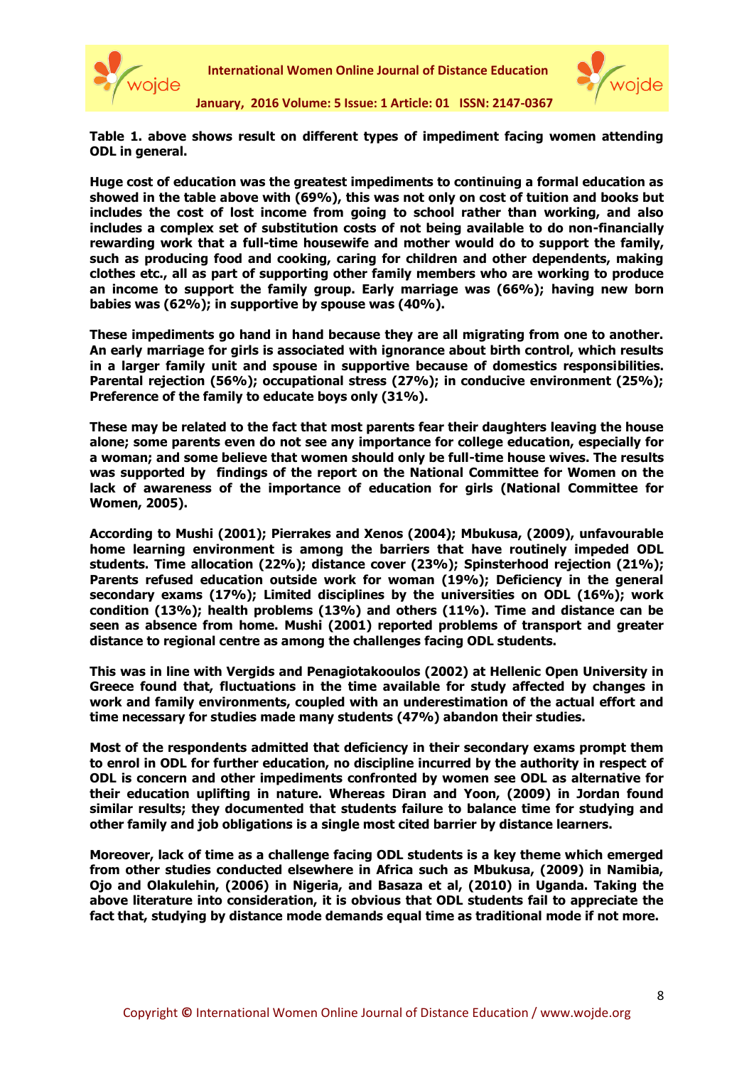**Table 1. above shows result on different types of impediment facing women attending ODL in general.**

**Huge cost of education was the greatest impediments to continuing a formal education as showed in the table above with (69%), this was not only on cost of tuition and books but includes the cost of lost income from going to school rather than working, and also includes a complex set of substitution costs of not being available to do non-financially rewarding work that a full-time housewife and mother would do to support the family, such as producing food and cooking, caring for children and other dependents, making clothes etc., all as part of supporting other family members who are working to produce an income to support the family group. Early marriage was (66%); having new born babies was (62%); in supportive by spouse was (40%).**

**These impediments go hand in hand because they are all migrating from one to another. An early marriage for girls is associated with ignorance about birth control, which results in a larger family unit and spouse in supportive because of domestics responsibilities. Parental rejection (56%); occupational stress (27%); in conducive environment (25%); Preference of the family to educate boys only (31%).**

**These may be related to the fact that most parents fear their daughters leaving the house alone; some parents even do not see any importance for college education, especially for a woman; and some believe that women should only be full-time house wives. The results was supported by findings of the report on the National Committee for Women on the lack of awareness of the importance of education for girls (National Committee for Women, 2005).**

**According to Mushi (2001); Pierrakes and Xenos (2004); Mbukusa, (2009), unfavourable home learning environment is among the barriers that have routinely impeded ODL students. Time allocation (22%); distance cover (23%); Spinsterhood rejection (21%); Parents refused education outside work for woman (19%); Deficiency in the general secondary exams (17%); Limited disciplines by the universities on ODL (16%); work condition (13%); health problems (13%) and others (11%). Time and distance can be seen as absence from home. Mushi (2001) reported problems of transport and greater distance to regional centre as among the challenges facing ODL students.**

**This was in line with Vergids and Penagiotakooulos (2002) at Hellenic Open University in Greece found that, fluctuations in the time available for study affected by changes in work and family environments, coupled with an underestimation of the actual effort and time necessary for studies made many students (47%) abandon their studies.**

**Most of the respondents admitted that deficiency in their secondary exams prompt them to enrol in ODL for further education, no discipline incurred by the authority in respect of ODL is concern and other impediments confronted by women see ODL as alternative for their education uplifting in nature. Whereas Diran and Yoon, (2009) in Jordan found similar results; they documented that students failure to balance time for studying and other family and job obligations is a single most cited barrier by distance learners.**

**Moreover, lack of time as a challenge facing ODL students is a key theme which emerged from other studies conducted elsewhere in Africa such as Mbukusa, (2009) in Namibia, Ojo and Olakulehin, (2006) in Nigeria, and Basaza et al, (2010) in Uganda. Taking the above literature into consideration, it is obvious that ODL students fail to appreciate the fact that, studying by distance mode demands equal time as traditional mode if not more.**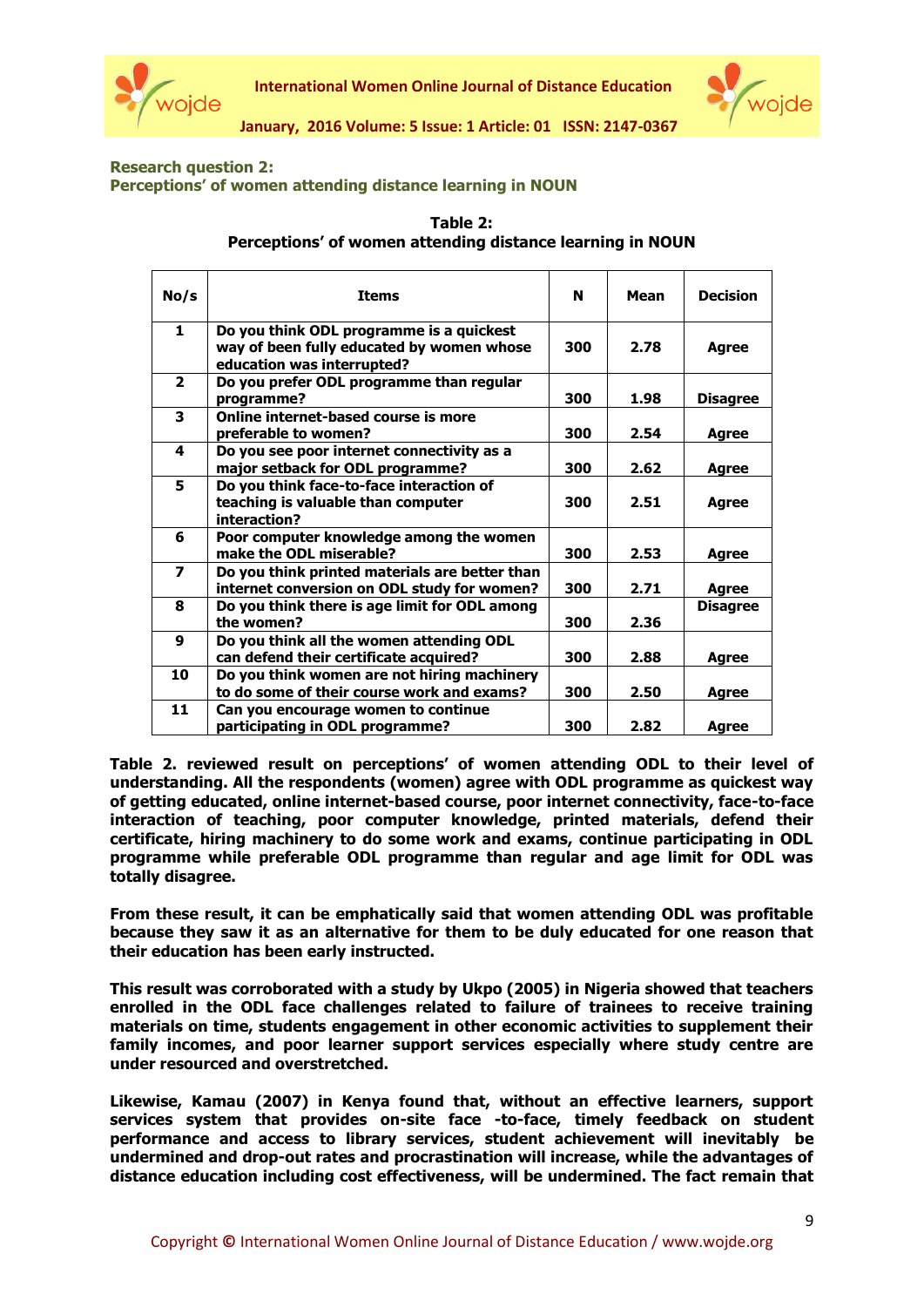**Research question 2:**
**Perceptions' of women attending distance learning in NOUN**

**Table 2:**
**Perceptions' of women attending distance learning in NOUN**

| No/s | Items | N | Mean | Decision |
|---|---|---|---|---|
| 1 | Do you think ODL programme is a quickest way of been fully educated by women whose education was interrupted? | 300 | 2.78 | Agree |
| 2 | Do you prefer ODL programme than regular programme? | 300 | 1.98 | Disagree |
| 3 | Online internet-based course is more preferable to women? | 300 | 2.54 | Agree |
| 4 | Do you see poor internet connectivity as a major setback for ODL programme? | 300 | 2.62 | Agree |
| 5 | Do you think face-to-face interaction of teaching is valuable than computer interaction? | 300 | 2.51 | Agree |
| 6 | Poor computer knowledge among the women make the ODL miserable? | 300 | 2.53 | Agree |
| 7 | Do you think printed materials are better than internet conversion on ODL study for women? | 300 | 2.71 | Agree |
| 8 | Do you think there is age limit for ODL among the women? | 300 | 2.36 | Disagree |
| 9 | Do you think all the women attending ODL can defend their certificate acquired? | 300 | 2.88 | Agree |
| 10 | Do you think women are not hiring machinery to do some of their course work and exams? | 300 | 2.50 | Agree |
| 11 | Can you encourage women to continue participating in ODL programme? | 300 | 2.82 | Agree |

**Table 2. reviewed result on perceptions' of women attending ODL to their level of understanding. All the respondents (women) agree with ODL programme as quickest way of getting educated, online internet-based course, poor internet connectivity, face-to-face interaction of teaching, poor computer knowledge, printed materials, defend their certificate, hiring machinery to do some work and exams, continue participating in ODL programme while preferable ODL programme than regular and age limit for ODL was totally disagree.**

**From these result, it can be emphatically said that women attending ODL was profitable because they saw it as an alternative for them to be duly educated for one reason that their education has been early instructed.**

**This result was corroborated with a study by Ukpo (2005) in Nigeria showed that teachers enrolled in the ODL face challenges related to failure of trainees to receive training materials on time, students engagement in other economic activities to supplement their family incomes, and poor learner support services especially where study centre are under resourced and overstretched.**

**Likewise, Kamau (2007) in Kenya found that, without an effective learners, support services system that provides on-site face -to-face, timely feedback on student performance and access to library services, student achievement will inevitably be undermined and drop-out rates and procrastination will increase, while the advantages of distance education including cost effectiveness, will be undermined. The fact remain that**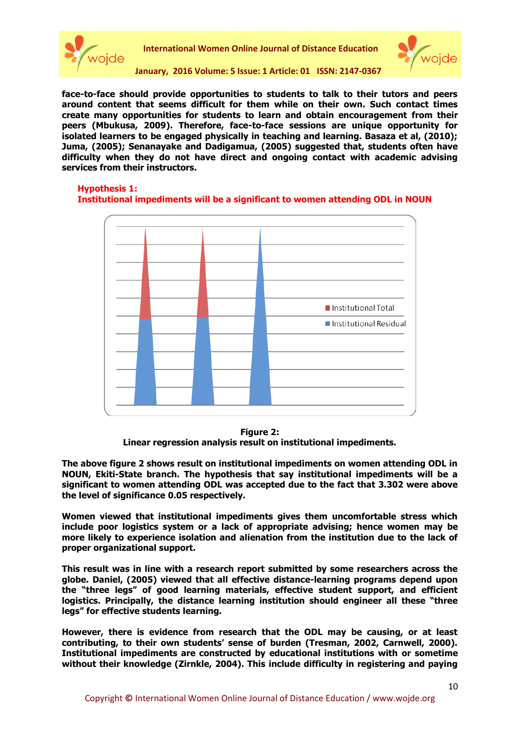face-to-face should provide opportunities to students to talk to their tutors and peers around content that seems difficult for them while on their own. Such contact times create many opportunities for students to learn and obtain encouragement from their peers (Mbukusa, 2009). Therefore, face-to-face sessions are unique opportunity for isolated learners to be engaged physically in teaching and learning. Basaza et al, (2010); Juma, (2005); Senanayake and Dadigamua, (2005) suggested that, students often have difficulty when they do not have direct and ongoing contact with academic advising services from their instructors.

**Hypothesis 1:**
**Institutional impediments will be a significant to women attending ODL in NOUN**

Institutional Total
Institutional Residual

**Figure 2:**
**Linear regression analysis result on institutional impediments.**

The above figure 2 shows result on institutional impediments on women attending ODL in NOUN, Ekiti-State branch. The hypothesis that say institutional impediments will be a significant to women attending ODL was accepted due to the fact that 3.302 were above the level of significance 0.05 respectively.

Women viewed that institutional impediments gives them uncomfortable stress which include poor logistics system or a lack of appropriate advising; hence women may be more likely to experience isolation and alienation from the institution due to the lack of proper organizational support.

This result was in line with a research report submitted by some researchers across the globe. Daniel, (2005) viewed that all effective distance-learning programs depend upon the "three legs" of good learning materials, effective student support, and efficient logistics. Principally, the distance learning institution should engineer all these "three legs" for effective students learning.

However, there is evidence from research that the ODL may be causing, or at least contributing, to their own students' sense of burden (Tresman, 2002, Carnwell, 2000). Institutional impediments are constructed by educational institutions with or sometime without their knowledge (Zirnkle, 2004). This include difficulty in registering and paying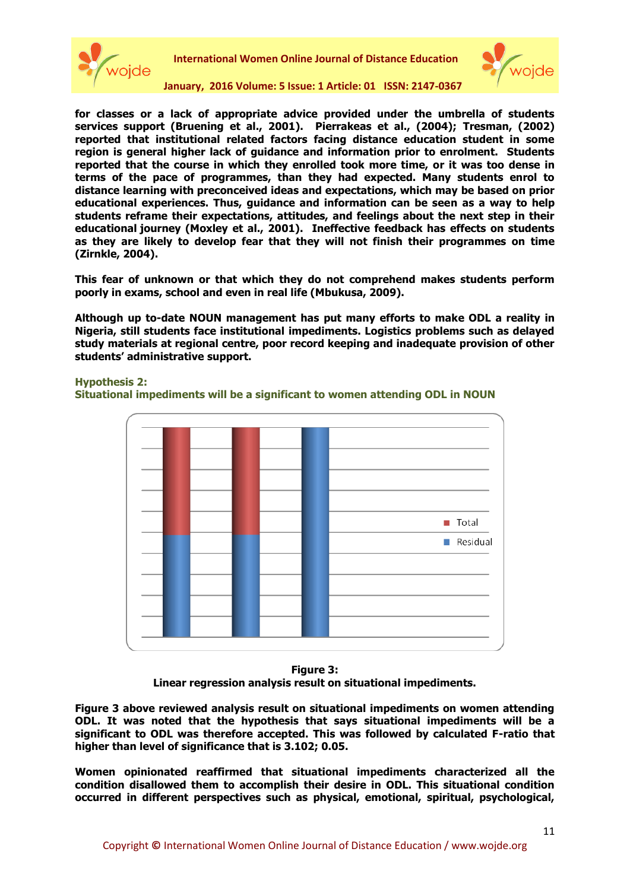**for classes or a lack of appropriate advice provided under the umbrella of students services support (Bruening et al., 2001). Pierrakeas et al., (2004); Tresman, (2002) reported that institutional related factors facing distance education student in some region is general higher lack of guidance and information prior to enrolment. Students reported that the course in which they enrolled took more time, or it was too dense in terms of the pace of programmes, than they had expected. Many students enrol to distance learning with preconceived ideas and expectations, which may be based on prior educational experiences. Thus, guidance and information can be seen as a way to help students reframe their expectations, attitudes, and feelings about the next step in their educational journey (Moxley et al., 2001). Ineffective feedback has effects on students as they are likely to develop fear that they will not finish their programmes on time (Zirnkle, 2004).**

**This fear of unknown or that which they do not comprehend makes students perform poorly in exams, school and even in real life (Mbukusa, 2009).**

**Although up to-date NOUN management has put many efforts to make ODL a reality in Nigeria, still students face institutional impediments. Logistics problems such as delayed study materials at regional centre, poor record keeping and inadequate provision of other students' administrative support.**

**Hypothesis 2:**
**Situational impediments will be a significant to women attending ODL in NOUN**

**Figure 3:**
**Linear regression analysis result on situational impediments.**

**Figure 3 above reviewed analysis result on situational impediments on women attending ODL. It was noted that the hypothesis that says situational impediments will be a significant to ODL was therefore accepted. This was followed by calculated F-ratio that higher than level of significance that is 3.102; 0.05.**

**Women opinionated reaffirmed that situational impediments characterized all the condition disallowed them to accomplish their desire in ODL. This situational condition occurred in different perspectives such as physical, emotional, spiritual, psychological,**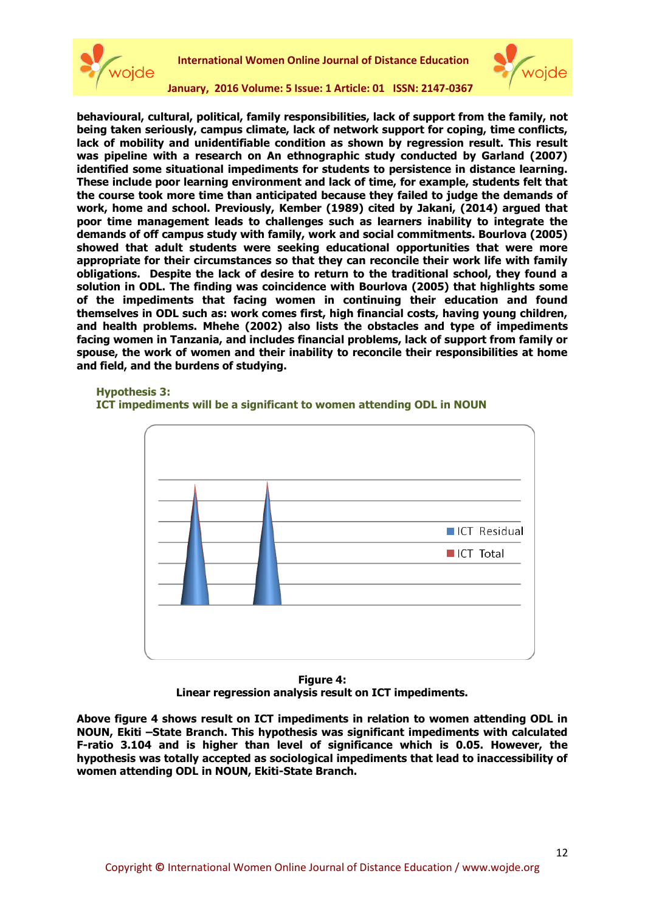**behavioural, cultural, political, family responsibilities, lack of support from the family, not being taken seriously, campus climate, lack of network support for coping, time conflicts, lack of mobility and unidentifiable condition as shown by regression result. This result was pipeline with a research on An ethnographic study conducted by Garland (2007) identified some situational impediments for students to persistence in distance learning. These include poor learning environment and lack of time, for example, students felt that the course took more time than anticipated because they failed to judge the demands of work, home and school. Previously, Kember (1989) cited by Jakani, (2014) argued that poor time management leads to challenges such as learners inability to integrate the demands of off campus study with family, work and social commitments. Bourlova (2005) showed that adult students were seeking educational opportunities that were more appropriate for their circumstances so that they can reconcile their work life with family obligations. Despite the lack of desire to return to the traditional school, they found a solution in ODL. The finding was coincidence with Bourlova (2005) that highlights some of the impediments that facing women in continuing their education and found themselves in ODL such as: work comes first, high financial costs, having young children, and health problems. Mhehe (2002) also lists the obstacles and type of impediments facing women in Tanzania, and includes financial problems, lack of support from family or spouse, the work of women and their inability to reconcile their responsibilities at home and field, and the burdens of studying.**

**Hypothesis 3:**
**ICT impediments will be a significant to women attending ODL in NOUN**

ICT Residual
ICT Total

**Figure 4:**
**Linear regression analysis result on ICT impediments.**

**Above figure 4 shows result on ICT impediments in relation to women attending ODL in NOUN, Ekiti –State Branch. This hypothesis was significant impediments with calculated F-ratio 3.104 and is higher than level of significance which is 0.05. However, the hypothesis was totally accepted as sociological impediments that lead to inaccessibility of women attending ODL in NOUN, Ekiti-State Branch.**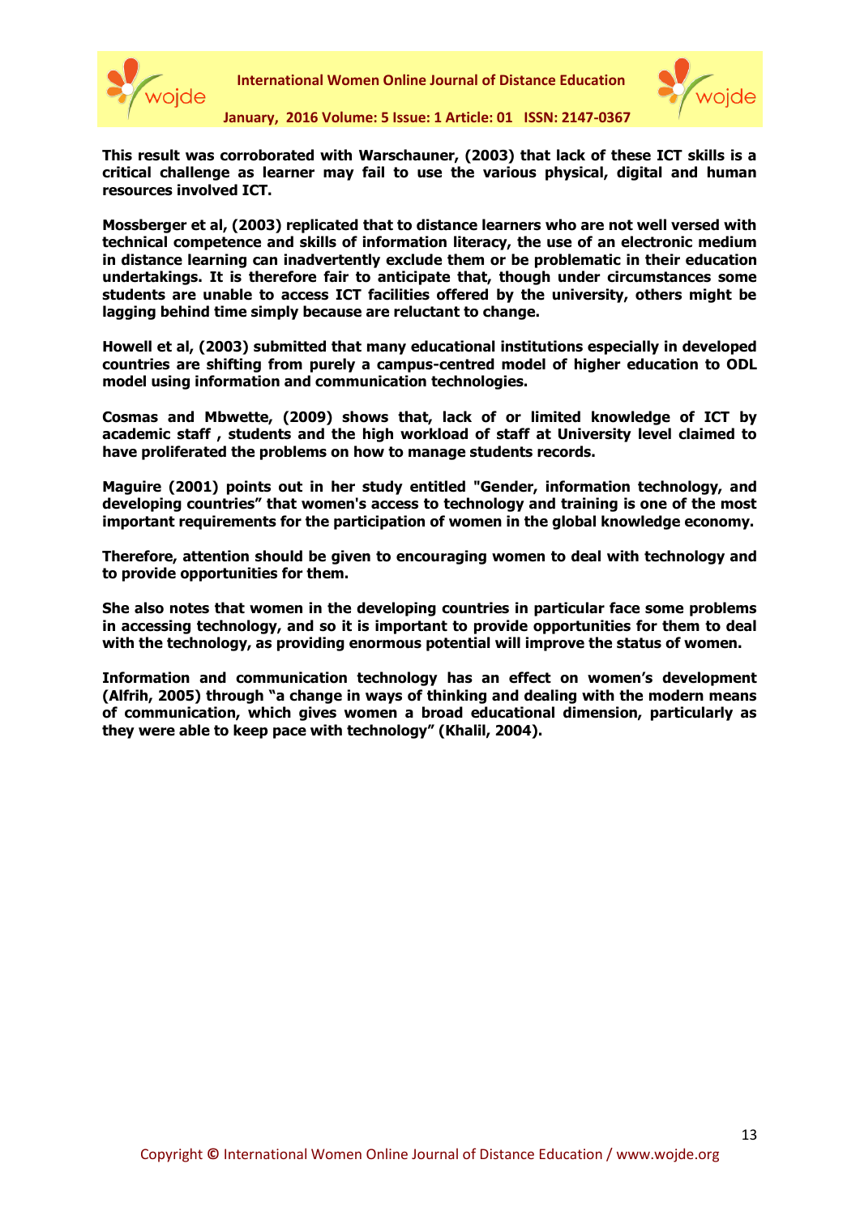**This result was corroborated with Warschauner, (2003) that lack of these ICT skills is a critical challenge as learner may fail to use the various physical, digital and human resources involved ICT.**

**Mossberger et al, (2003) replicated that to distance learners who are not well versed with technical competence and skills of information literacy, the use of an electronic medium in distance learning can inadvertently exclude them or be problematic in their education undertakings. It is therefore fair to anticipate that, though under circumstances some students are unable to access ICT facilities offered by the university, others might be lagging behind time simply because are reluctant to change.**

**Howell et al, (2003) submitted that many educational institutions especially in developed countries are shifting from purely a campus-centred model of higher education to ODL model using information and communication technologies.**

**Cosmas and Mbwette, (2009) shows that, lack of or limited knowledge of ICT by academic staff , students and the high workload of staff at University level claimed to have proliferated the problems on how to manage students records.**

**Maguire (2001) points out in her study entitled "Gender, information technology, and developing countries" that women's access to technology and training is one of the most important requirements for the participation of women in the global knowledge economy.**

**Therefore, attention should be given to encouraging women to deal with technology and to provide opportunities for them.**

**She also notes that women in the developing countries in particular face some problems in accessing technology, and so it is important to provide opportunities for them to deal with the technology, as providing enormous potential will improve the status of women.**

**Information and communication technology has an effect on women's development (Alfrih, 2005) through "a change in ways of thinking and dealing with the modern means of communication, which gives women a broad educational dimension, particularly as they were able to keep pace with technology" (Khalil, 2004).**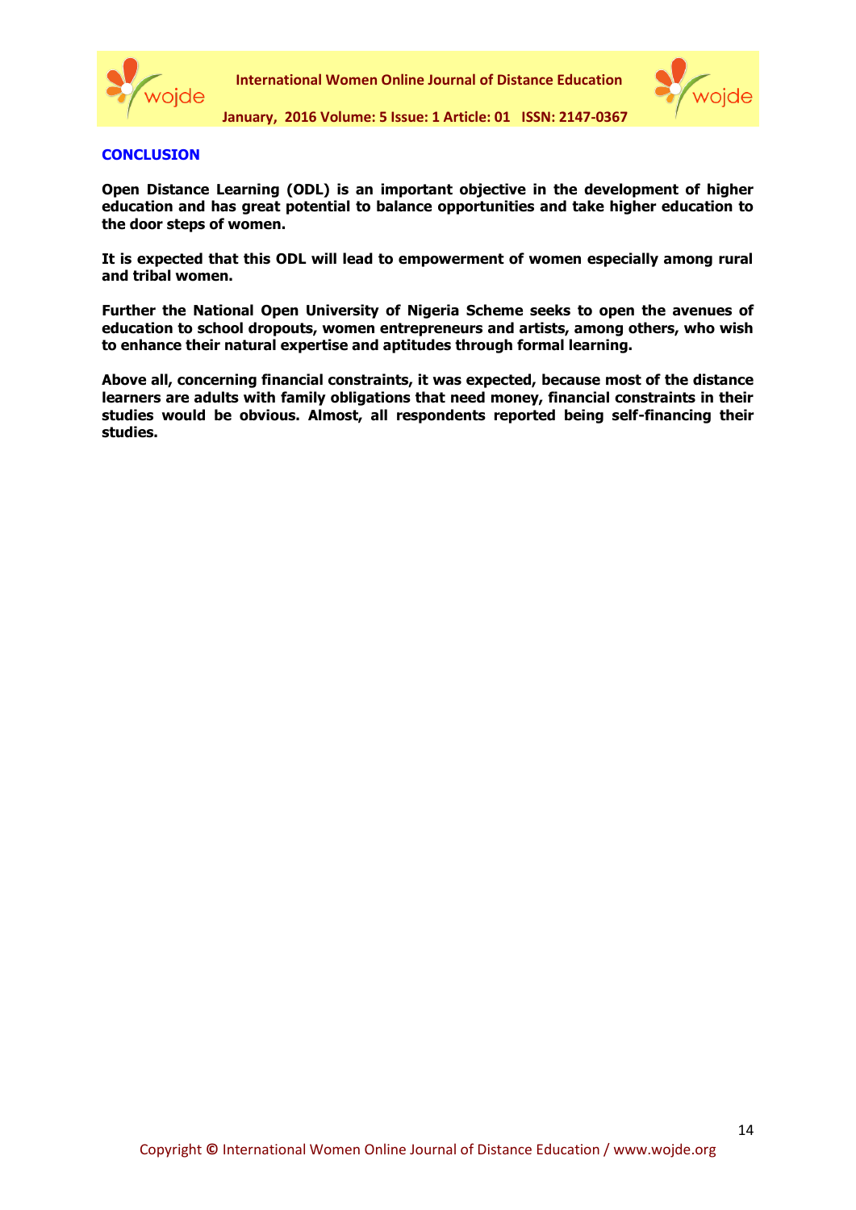## CONCLUSION

**Open Distance Learning (ODL) is an important objective in the development of higher education and has great potential to balance opportunities and take higher education to the door steps of women.**

**It is expected that this ODL will lead to empowerment of women especially among rural and tribal women.**

**Further the National Open University of Nigeria Scheme seeks to open the avenues of education to school dropouts, women entrepreneurs and artists, among others, who wish to enhance their natural expertise and aptitudes through formal learning.**

**Above all, concerning financial constraints, it was expected, because most of the distance learners are adults with family obligations that need money, financial constraints in their studies would be obvious. Almost, all respondents reported being self-financing their studies.**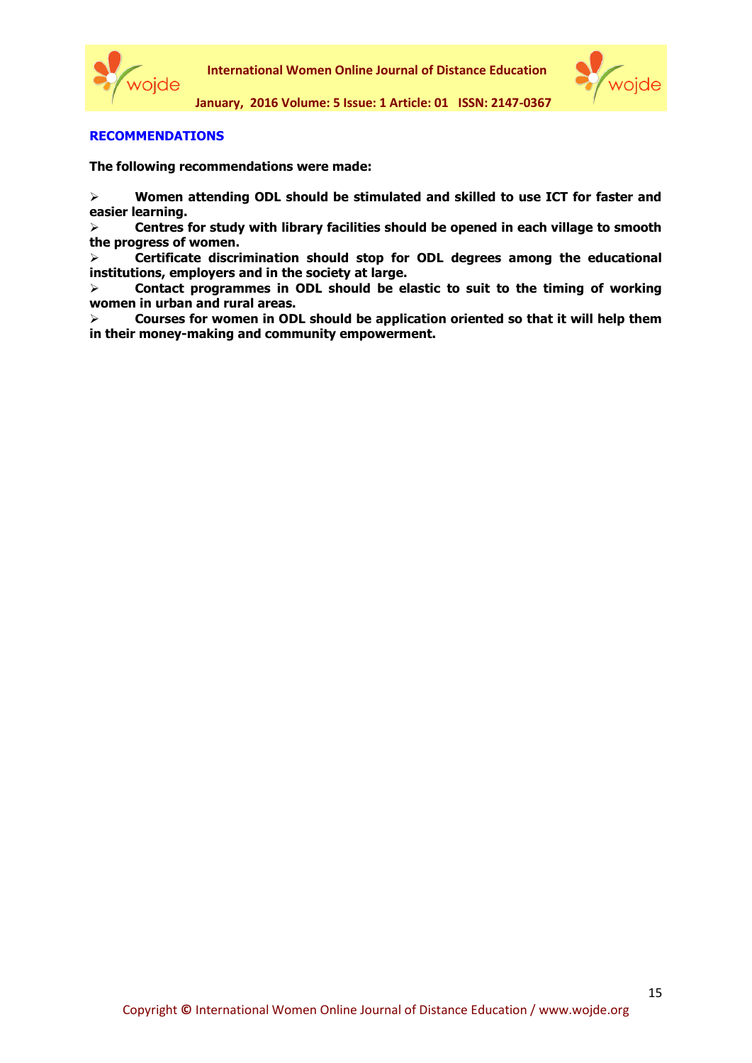## RECOMMENDATIONS

**The following recommendations were made:**

- **Women attending ODL should be stimulated and skilled to use ICT for faster and easier learning.**
- **Centres for study with library facilities should be opened in each village to smooth the progress of women.**
- **Certificate discrimination should stop for ODL degrees among the educational institutions, employers and in the society at large.**
- **Contact programmes in ODL should be elastic to suit to the timing of working women in urban and rural areas.**
- **Courses for women in ODL should be application oriented so that it will help them in their money-making and community empowerment.**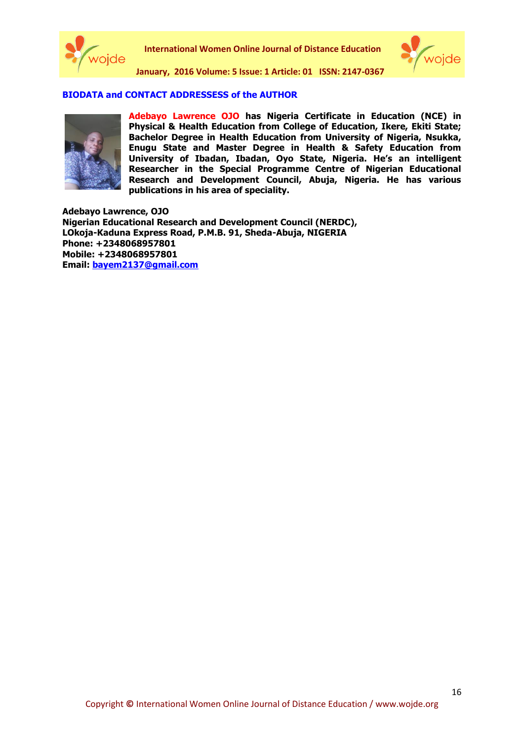## BIODATA and CONTACT ADDRESSESS of the AUTHOR

**Adebayo Lawrence OJO has Nigeria Certificate in Education (NCE) in Physical & Health Education from College of Education, Ikere, Ekiti State; Bachelor Degree in Health Education from University of Nigeria, Nsukka, Enugu State and Master Degree in Health & Safety Education from University of Ibadan, Ibadan, Oyo State, Nigeria. He's an intelligent Researcher in the Special Programme Centre of Nigerian Educational Research and Development Council, Abuja, Nigeria. He has various publications in his area of speciality.**

**Adebayo Lawrence, OJO**
**Nigerian Educational Research and Development Council (NERDC),**
**LOkoja-Kaduna Express Road, P.M.B. 91, Sheda-Abuja, NIGERIA**
**Phone: +2348068957801**
**Mobile: +2348068957801**
**Email: bayem2137@gmail.com**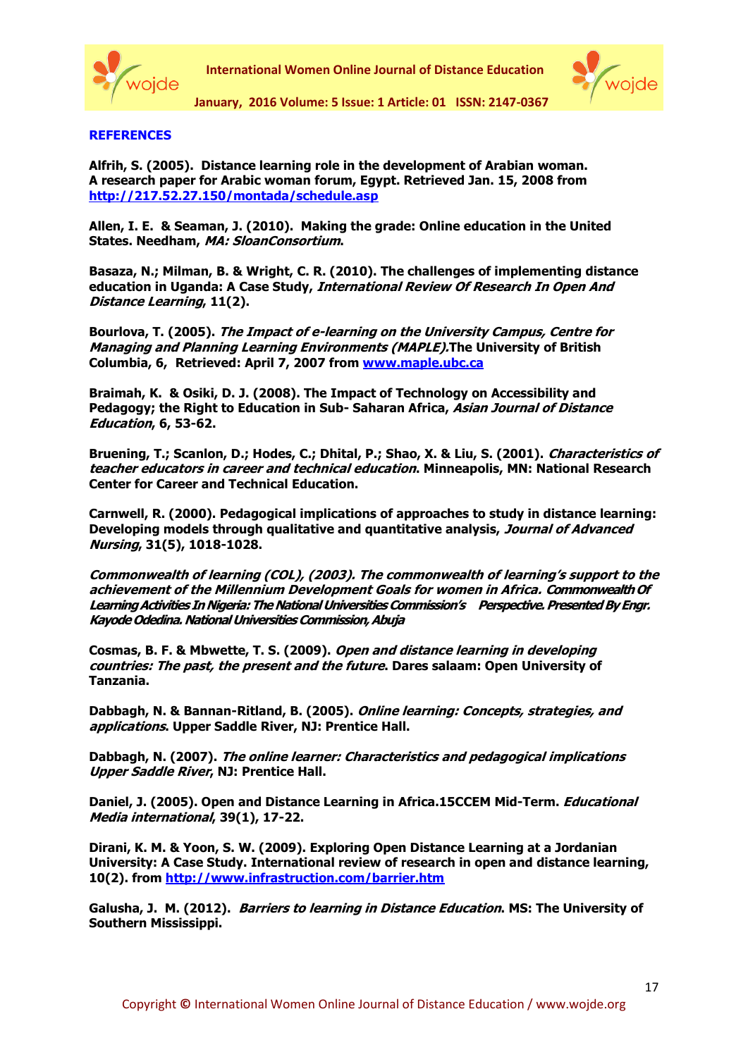## REFERENCES

**Alfrih, S. (2005). Distance learning role in the development of Arabian woman. A research paper for Arabic woman forum, Egypt. Retrieved Jan. 15, 2008 from http://217.52.27.150/montada/schedule.asp**

**Allen, I. E. & Seaman, J. (2010). Making the grade: Online education in the United States. Needham, *MA: SloanConsortium*.**

**Basaza, N.; Milman, B. & Wright, C. R. (2010). The challenges of implementing distance education in Uganda: A Case Study, *International Review Of Research In Open And Distance Learning*, 11(2).**

**Bourlova, T. (2005). *The Impact of e-learning on the University Campus, Centre for Managing and Planning Learning Environments (MAPLE).*The University of British Columbia, 6, Retrieved: April 7, 2007 from www.maple.ubc.ca**

**Braimah, K. & Osiki, D. J. (2008). The Impact of Technology on Accessibility and Pedagogy; the Right to Education in Sub- Saharan Africa, *Asian Journal of Distance Education*, 6, 53-62.**

**Bruening, T.; Scanlon, D.; Hodes, C.; Dhital, P.; Shao, X. & Liu, S. (2001). *Characteristics of teacher educators in career and technical education*. Minneapolis, MN: National Research Center for Career and Technical Education.**

**Carnwell, R. (2000). Pedagogical implications of approaches to study in distance learning: Developing models through qualitative and quantitative analysis, *Journal of Advanced Nursing*, 31(5), 1018-1028.**

***Commonwealth of learning (COL), (2003). The commonwealth of learning's support to the achievement of the Millennium Development Goals for women in Africa. Commonwealth Of Learning Activities In Nigeria: The National Universities Commission's Perspective. Presented By Engr. Kayode Odedina. National Universities Commission, Abuja***

**Cosmas, B. F. & Mbwette, T. S. (2009). *Open and distance learning in developing countries: The past, the present and the future*. Dares salaam: Open University of Tanzania.**

**Dabbagh, N. & Bannan-Ritland, B. (2005). *Online learning: Concepts, strategies, and applications*. Upper Saddle River, NJ: Prentice Hall.**

**Dabbagh, N. (2007). *The online learner: Characteristics and pedagogical implications Upper Saddle River*, NJ: Prentice Hall.**

**Daniel, J. (2005). Open and Distance Learning in Africa.15CCEM Mid-Term. *Educational Media international*, 39(1), 17-22.**

**Dirani, K. M. & Yoon, S. W. (2009). Exploring Open Distance Learning at a Jordanian University: A Case Study. International review of research in open and distance learning, 10(2). from http://www.infrastruction.com/barrier.htm**

**Galusha, J. M. (2012). *Barriers to learning in Distance Education*. MS: The University of Southern Mississippi.**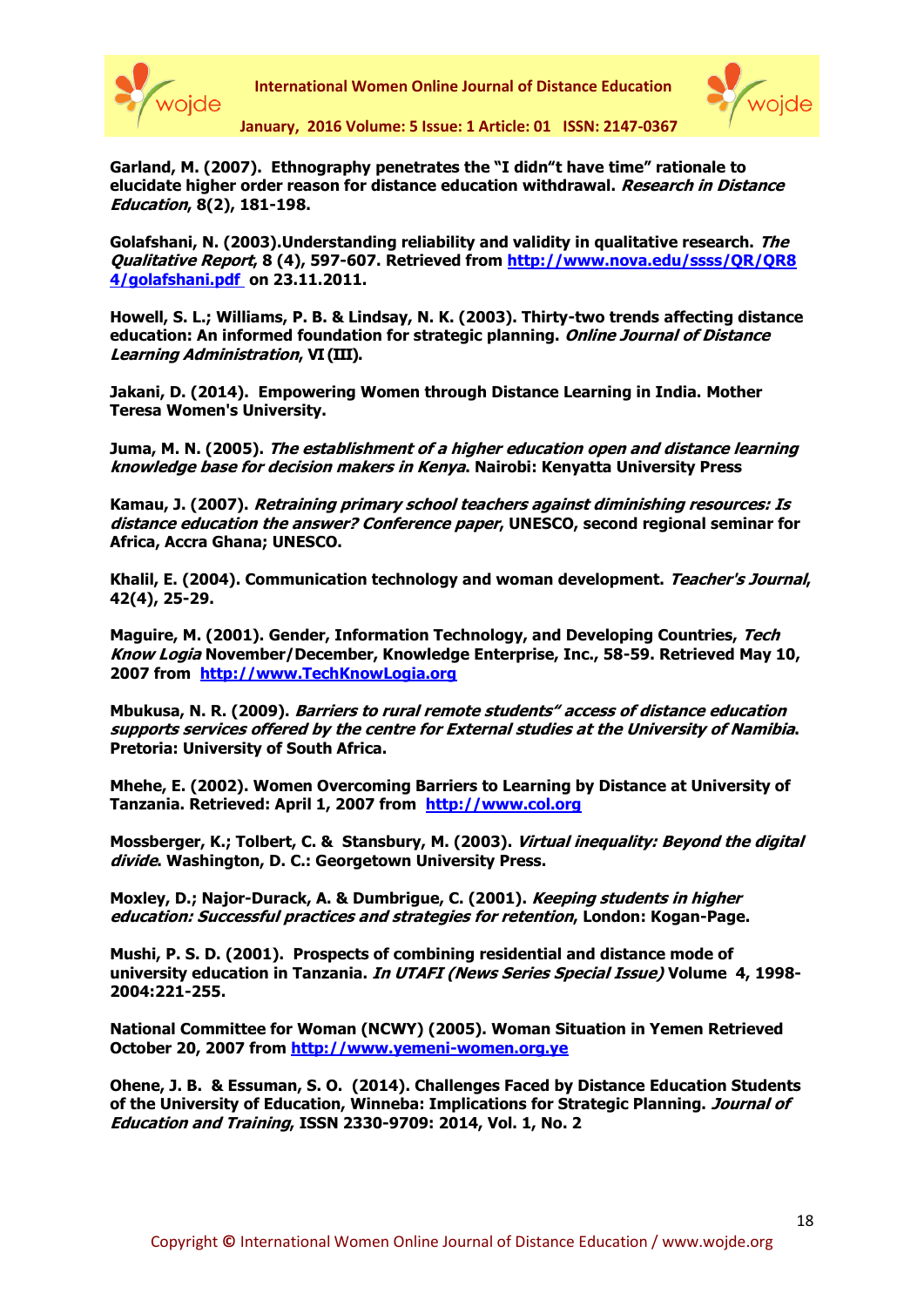**Garland, M. (2007). Ethnography penetrates the "I didn"t have time" rationale to elucidate higher order reason for distance education withdrawal. *Research in Distance Education*, 8(2), 181-198.**

**Golafshani, N. (2003).Understanding reliability and validity in qualitative research. *The Qualitative Report*, 8 (4), 597-607. Retrieved from [http://www.nova.edu/ssss/QR/QR8 4/golafshani.pdf](http://www.nova.edu/ssss/QR/QR84/golafshani.pdf) on 23.11.2011.**

**Howell, S. L.; Williams, P. B. & Lindsay, N. K. (2003). Thirty-two trends affecting distance education: An informed foundation for strategic planning. *Online Journal of Distance Learning Administration*, VI (III).**

**Jakani, D. (2014). Empowering Women through Distance Learning in India. Mother Teresa Women's University.**

**Juma, M. N. (2005). *The establishment of a higher education open and distance learning knowledge base for decision makers in Kenya*. Nairobi: Kenyatta University Press**

**Kamau, J. (2007). *Retraining primary school teachers against diminishing resources: Is distance education the answer? Conference paper*, UNESCO, second regional seminar for Africa, Accra Ghana; UNESCO.**

**Khalil, E. (2004). Communication technology and woman development. *Teacher's Journal*, 42(4), 25-29.**

**Maguire, M. (2001). Gender, Information Technology, and Developing Countries, *Tech Know Logia* November/December, Knowledge Enterprise, Inc., 58-59. Retrieved May 10, 2007 from [http://www.TechKnowLogia.org](http://www.TechKnowLogia.org)**

**Mbukusa, N. R. (2009). *Barriers to rural remote students" access of distance education supports services offered by the centre for External studies at the University of Namibia*. Pretoria: University of South Africa.**

**Mhehe, E. (2002). Women Overcoming Barriers to Learning by Distance at University of Tanzania. Retrieved: April 1, 2007 from [http://www.col.org](http://www.col.org)**

**Mossberger, K.; Tolbert, C. & Stansbury, M. (2003). *Virtual inequality: Beyond the digital divide*. Washington, D. C.: Georgetown University Press.**

**Moxley, D.; Najor-Durack, A. & Dumbrigue, C. (2001). *Keeping students in higher education: Successful practices and strategies for retention*, London: Kogan-Page.**

**Mushi, P. S. D. (2001). Prospects of combining residential and distance mode of university education in Tanzania. *In UTAFI (News Series Special Issue)* Volume 4, 1998-2004:221-255.**

**National Committee for Woman (NCWY) (2005). Woman Situation in Yemen Retrieved October 20, 2007 from [http://www.yemeni-women.org.ye](http://www.yemeni-women.org.ye)**

**Ohene, J. B. & Essuman, S. O. (2014). Challenges Faced by Distance Education Students of the University of Education, Winneba: Implications for Strategic Planning. *Journal of Education and Training*, ISSN 2330-9709: 2014, Vol. 1, No. 2**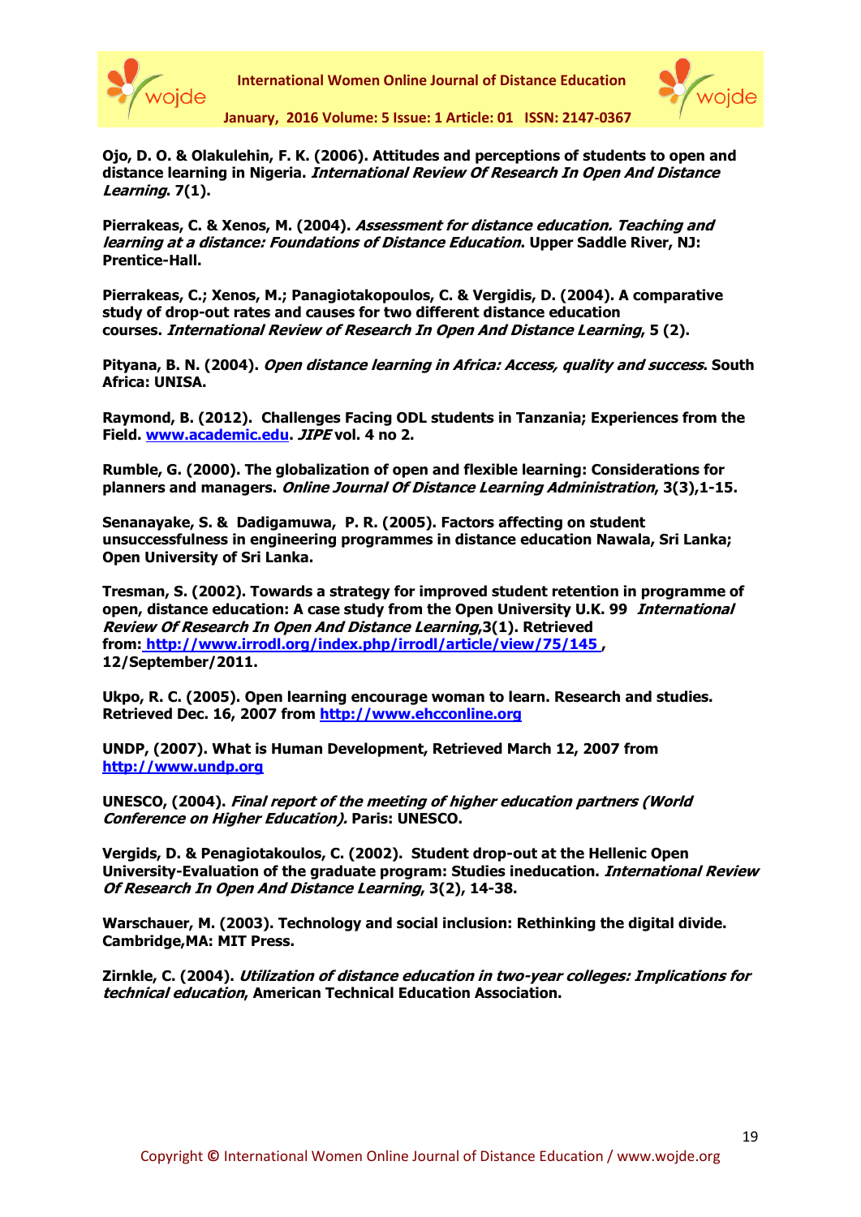Ojo, D. O. & Olakulehin, F. K. (2006). Attitudes and perceptions of students to open and distance learning in Nigeria. *International Review Of Research In Open And Distance Learning*. 7(1).

Pierrakeas, C. & Xenos, M. (2004). *Assessment for distance education. Teaching and learning at a distance: Foundations of Distance Education*. Upper Saddle River, NJ: Prentice-Hall.

Pierrakeas, C.; Xenos, M.; Panagiotakopoulos, C. & Vergidis, D. (2004). A comparative study of drop-out rates and causes for two different distance education courses. *International Review of Research In Open And Distance Learning*, 5 (2).

Pityana, B. N. (2004). *Open distance learning in Africa: Access, quality and success*. South Africa: UNISA.

Raymond, B. (2012). Challenges Facing ODL students in Tanzania; Experiences from the Field. www.academic.edu. *JIPE* vol. 4 no 2.

Rumble, G. (2000). The globalization of open and flexible learning: Considerations for planners and managers. *Online Journal Of Distance Learning Administration*, 3(3),1-15.

Senanayake, S. & Dadigamuwa, P. R. (2005). Factors affecting on student unsuccessfulness in engineering programmes in distance education Nawala, Sri Lanka; Open University of Sri Lanka.

Tresman, S. (2002). Towards a strategy for improved student retention in programme of open, distance education: A case study from the Open University U.K. 99 *International Review Of Research In Open And Distance Learning*,3(1). Retrieved from: http://www.irrodl.org/index.php/irrodl/article/view/75/145 , 12/September/2011.

Ukpo, R. C. (2005). Open learning encourage woman to learn. Research and studies. Retrieved Dec. 16, 2007 from http://www.ehcconline.org

UNDP, (2007). What is Human Development, Retrieved March 12, 2007 from http://www.undp.org

UNESCO, (2004). *Final report of the meeting of higher education partners (World Conference on Higher Education).* Paris: UNESCO.

Vergids, D. & Penagiotakoulos, C. (2002). Student drop-out at the Hellenic Open University-Evaluation of the graduate program: Studies ineducation. *International Review Of Research In Open And Distance Learning*, 3(2), 14-38.

Warschauer, M. (2003). Technology and social inclusion: Rethinking the digital divide. Cambridge,MA: MIT Press.

Zirnkle, C. (2004). *Utilization of distance education in two-year colleges: Implications for technical education*, American Technical Education Association.